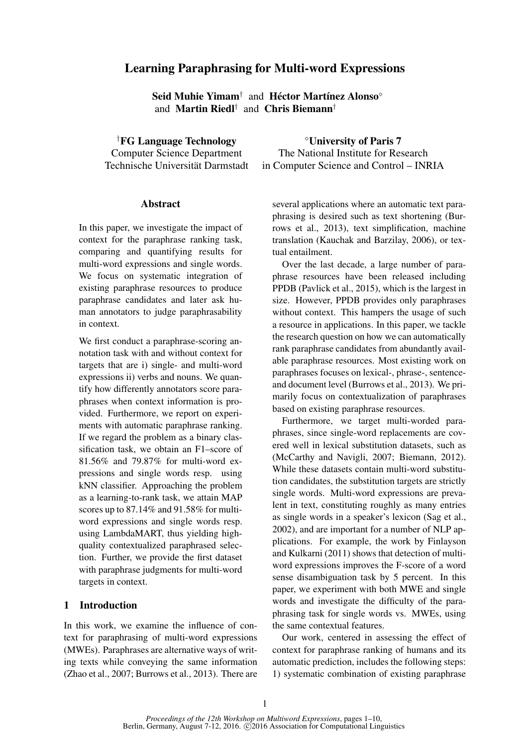# Learning Paraphrasing for Multi-word Expressions

**Seid Muhie Yimam**[†] and **Héctor Martínez Alonso**[◇] and **Martin Riedl**[†] and **Chris Biemann**[†]

[†]**FG Language Technology**
Computer Science Department
Technische Universität Darmstadt

[◇]**University of Paris 7**
The National Institute for Research
in Computer Science and Control – INRIA

## Abstract

In this paper, we investigate the impact of context for the paraphrase ranking task, comparing and quantifying results for multi-word expressions and single words. We focus on systematic integration of existing paraphrase resources to produce paraphrase candidates and later ask human annotators to judge paraphrasability in context.

We first conduct a paraphrase-scoring annotation task with and without context for targets that are i) single- and multi-word expressions ii) verbs and nouns. We quantify how differently annotators score paraphrases when context information is provided. Furthermore, we report on experiments with automatic paraphrase ranking. If we regard the problem as a binary classification task, we obtain an F1–score of 81.56% and 79.87% for multi-word expressions and single words resp. using kNN classifier. Approaching the problem as a learning-to-rank task, we attain MAP scores up to 87.14% and 91.58% for multi-word expressions and single words resp. using LambdaMART, thus yielding high-quality contextualized paraphrased selection. Further, we provide the first dataset with paraphrase judgments for multi-word targets in context.

## 1 Introduction

In this work, we examine the influence of context for paraphrasing of multi-word expressions (MWEs). Paraphrases are alternative ways of writing texts while conveying the same information (Zhao et al., 2007; Burrows et al., 2013). There are several applications where an automatic text paraphrasing is desired such as text shortening (Burrows et al., 2013), text simplification, machine translation (Kauchak and Barzilay, 2006), or textual entailment.

Over the last decade, a large number of paraphrase resources have been released including PPDB (Pavlick et al., 2015), which is the largest in size. However, PPDB provides only paraphrases without context. This hampers the usage of such a resource in applications. In this paper, we tackle the research question on how we can automatically rank paraphrase candidates from abundantly available paraphrase resources. Most existing work on paraphrases focuses on lexical-, phrase-, sentence- and document level (Burrows et al., 2013). We primarily focus on contextualization of paraphrases based on existing paraphrase resources.

Furthermore, we target multi-worded paraphrases, since single-word replacements are covered well in lexical substitution datasets, such as (McCarthy and Navigli, 2007; Biemann, 2012). While these datasets contain multi-word substitution candidates, the substitution targets are strictly single words. Multi-word expressions are prevalent in text, constituting roughly as many entries as single words in a speaker's lexicon (Sag et al., 2002), and are important for a number of NLP applications. For example, the work by Finlayson and Kulkarni (2011) shows that detection of multi-word expressions improves the F-score of a word sense disambiguation task by 5 percent. In this paper, we experiment with both MWE and single words and investigate the difficulty of the paraphrasing task for single words vs. MWEs, using the same contextual features.

Our work, centered in assessing the effect of context for paraphrase ranking of humans and its automatic prediction, includes the following steps: 1) systematic combination of existing paraphrase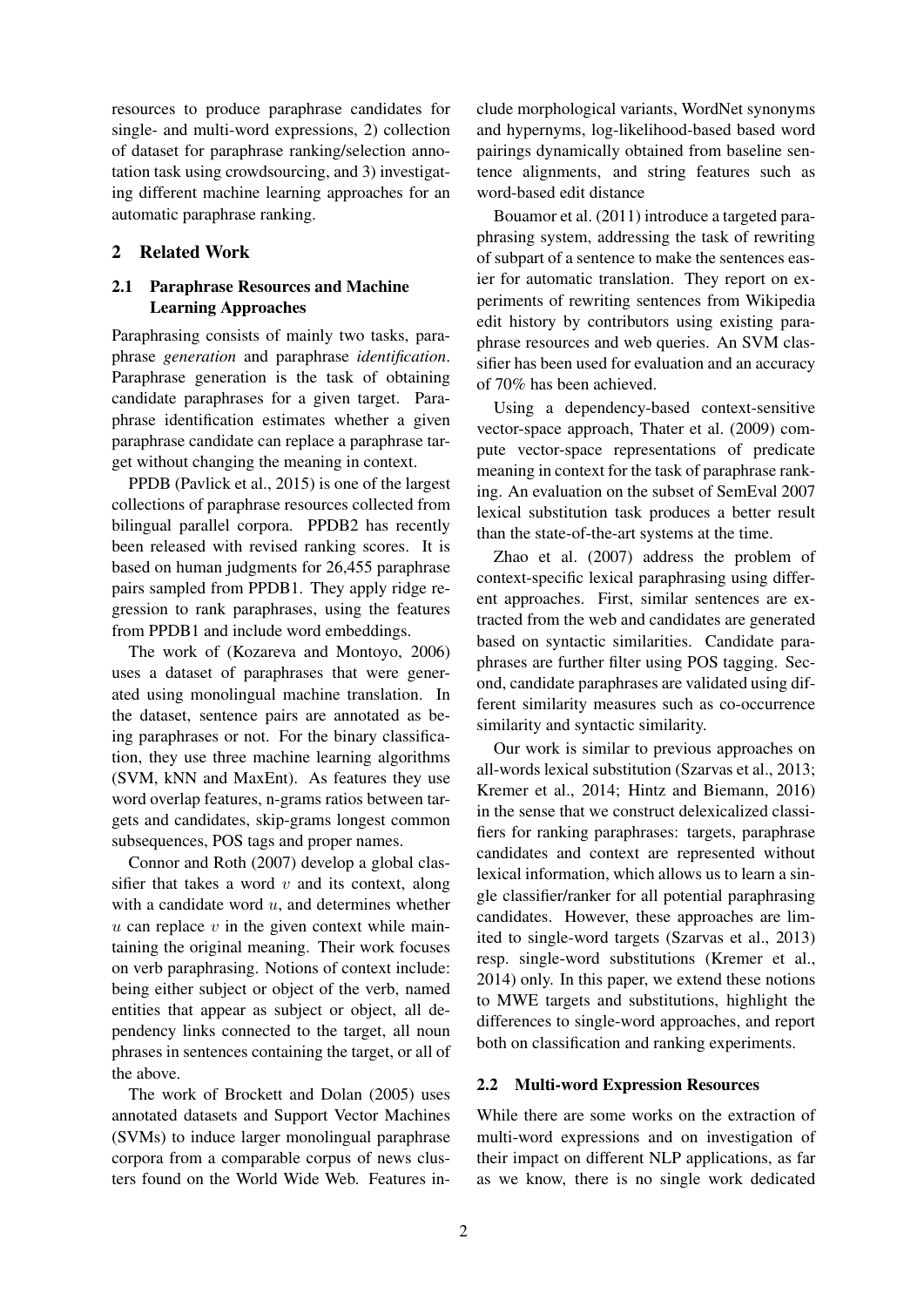resources to produce paraphrase candidates for single- and multi-word expressions, 2) collection of dataset for paraphrase ranking/selection annotation task using crowdsourcing, and 3) investigating different machine learning approaches for an automatic paraphrase ranking.

## 2 Related Work

### 2.1 Paraphrase Resources and Machine Learning Approaches

Paraphrasing consists of mainly two tasks, paraphrase *generation* and paraphrase *identification*. Paraphrase generation is the task of obtaining candidate paraphrases for a given target. Paraphrase identification estimates whether a given paraphrase candidate can replace a paraphrase target without changing the meaning in context.

PPDB (Pavlick et al., 2015) is one of the largest collections of paraphrase resources collected from bilingual parallel corpora. PPDB2 has recently been released with revised ranking scores. It is based on human judgments for 26,455 paraphrase pairs sampled from PPDB1. They apply ridge regression to rank paraphrases, using the features from PPDB1 and include word embeddings.

The work of (Kozareva and Montoyo, 2006) uses a dataset of paraphrases that were generated using monolingual machine translation. In the dataset, sentence pairs are annotated as being paraphrases or not. For the binary classification, they use three machine learning algorithms (SVM, kNN and MaxEnt). As features they use word overlap features, n-grams ratios between targets and candidates, skip-grams longest common subsequences, POS tags and proper names.

Connor and Roth (2007) develop a global classifier that takes a word $v$ and its context, along with a candidate word $u$, and determines whether $u$ can replace $v$ in the given context while maintaining the original meaning. Their work focuses on verb paraphrasing. Notions of context include: being either subject or object of the verb, named entities that appear as subject or object, all dependency links connected to the target, all noun phrases in sentences containing the target, or all of the above.

The work of Brockett and Dolan (2005) uses annotated datasets and Support Vector Machines (SVMs) to induce larger monolingual paraphrase corpora from a comparable corpus of news clusters found on the World Wide Web. Features include morphological variants, WordNet synonyms and hypernyms, log-likelihood-based based word pairings dynamically obtained from baseline sentence alignments, and string features such as word-based edit distance

Bouamor et al. (2011) introduce a targeted paraphrasing system, addressing the task of rewriting of subpart of a sentence to make the sentences easier for automatic translation. They report on experiments of rewriting sentences from Wikipedia edit history by contributors using existing paraphrase resources and web queries. An SVM classifier has been used for evaluation and an accuracy of 70% has been achieved.

Using a dependency-based context-sensitive vector-space approach, Thater et al. (2009) compute vector-space representations of predicate meaning in context for the task of paraphrase ranking. An evaluation on the subset of SemEval 2007 lexical substitution task produces a better result than the state-of-the-art systems at the time.

Zhao et al. (2007) address the problem of context-specific lexical paraphrasing using different approaches. First, similar sentences are extracted from the web and candidates are generated based on syntactic similarities. Candidate paraphrases are further filter using POS tagging. Second, candidate paraphrases are validated using different similarity measures such as co-occurrence similarity and syntactic similarity.

Our work is similar to previous approaches on all-words lexical substitution (Szarvas et al., 2013; Kremer et al., 2014; Hintz and Biemann, 2016) in the sense that we construct delexicalized classifiers for ranking paraphrases: targets, paraphrase candidates and context are represented without lexical information, which allows us to learn a single classifier/ranker for all potential paraphrasing candidates. However, these approaches are limited to single-word targets (Szarvas et al., 2013) resp. single-word substitutions (Kremer et al., 2014) only. In this paper, we extend these notions to MWE targets and substitutions, highlight the differences to single-word approaches, and report both on classification and ranking experiments.

### 2.2 Multi-word Expression Resources

While there are some works on the extraction of multi-word expressions and on investigation of their impact on different NLP applications, as far as we know, there is no single work dedicated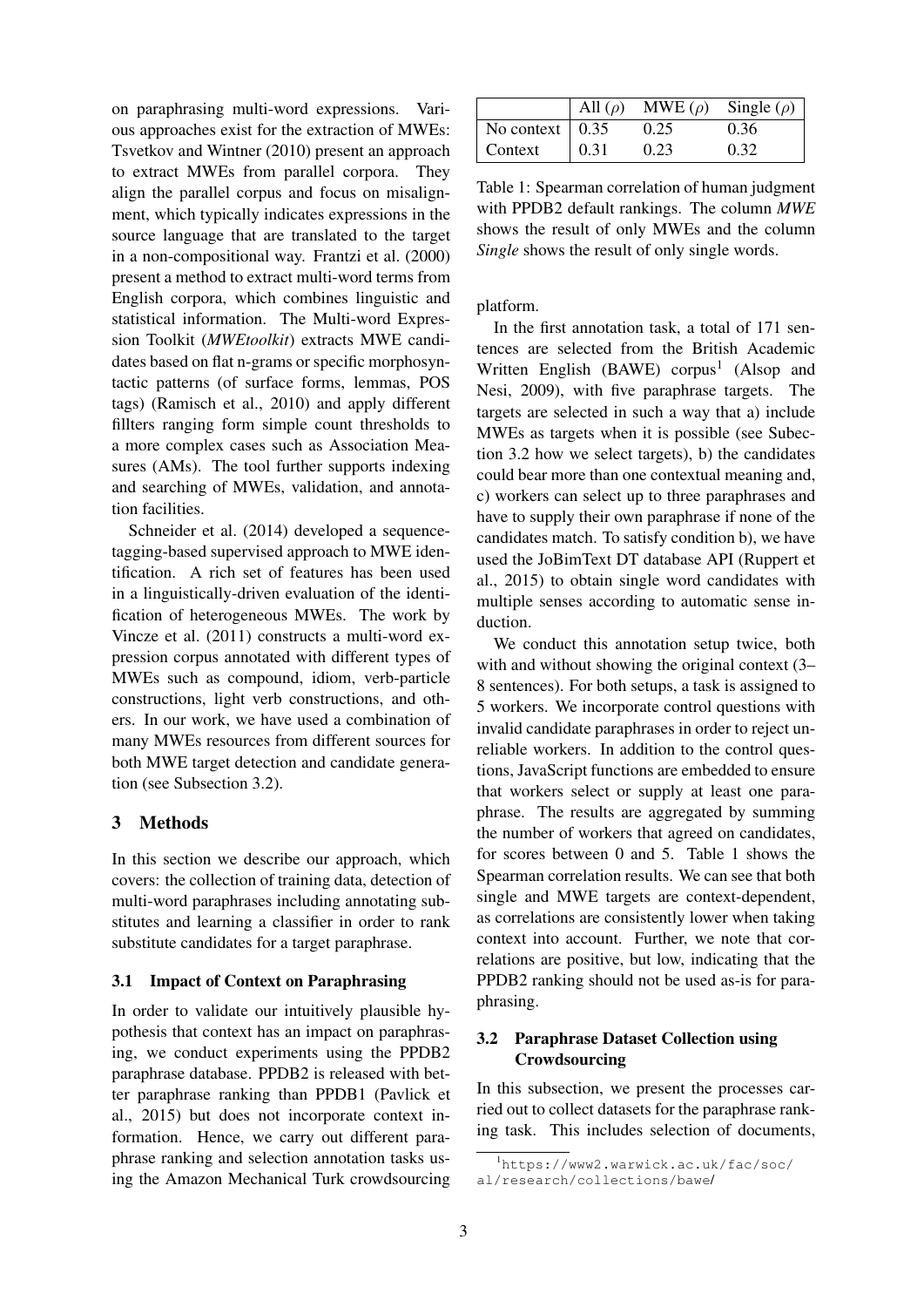on paraphrasing multi-word expressions. Various approaches exist for the extraction of MWEs: Tsvetkov and Wintner (2010) present an approach to extract MWEs from parallel corpora. They align the parallel corpus and focus on misalignment, which typically indicates expressions in the source language that are translated to the target in a non-compositional way. Frantzi et al. (2000) present a method to extract multi-word terms from English corpora, which combines linguistic and statistical information. The Multi-word Expression Toolkit (*MWEtoolkit*) extracts MWE candidates based on flat n-grams or specific morphosyntactic patterns (of surface forms, lemmas, POS tags) (Ramisch et al., 2010) and apply different fillters ranging form simple count thresholds to a more complex cases such as Association Measures (AMs). The tool further supports indexing and searching of MWEs, validation, and annotation facilities.

Schneider et al. (2014) developed a sequence-tagging-based supervised approach to MWE identification. A rich set of features has been used in a linguistically-driven evaluation of the identification of heterogeneous MWEs. The work by Vincze et al. (2011) constructs a multi-word expression corpus annotated with different types of MWEs such as compound, idiom, verb-particle constructions, light verb constructions, and others. In our work, we have used a combination of many MWEs resources from different sources for both MWE target detection and candidate generation (see Subsection 3.2).

## 3 Methods

In this section we describe our approach, which covers: the collection of training data, detection of multi-word paraphrases including annotating substitutes and learning a classifier in order to rank substitute candidates for a target paraphrase.

### 3.1 Impact of Context on Paraphrasing

In order to validate our intuitively plausible hypothesis that context has an impact on paraphrasing, we conduct experiments using the PPDB2 paraphrase database. PPDB2 is released with better paraphrase ranking than PPDB1 (Pavlick et al., 2015) but does not incorporate context information. Hence, we carry out different paraphrase ranking and selection annotation tasks using the Amazon Mechanical Turk crowdsourcing platform.

|  | All ($\rho$) | MWE ($\rho$) | Single ($\rho$) |
|---|---|---|---|
| No context | 0.35 | 0.25 | 0.36 |
| Context | 0.31 | 0.23 | 0.32 |

Table 1: Spearman correlation of human judgment with PPDB2 default rankings. The column *MWE* shows the result of only MWEs and the column *Single* shows the result of only single words.

In the first annotation task, a total of 171 sentences are selected from the British Academic Written English (BAWE) corpus[1] (Alsop and Nesi, 2009), with five paraphrase targets. The targets are selected in such a way that a) include MWEs as targets when it is possible (see Subsection 3.2 how we select targets), b) the candidates could bear more than one contextual meaning and, c) workers can select up to three paraphrases and have to supply their own paraphrase if none of the candidates match. To satisfy condition b), we have used the JoBimText DT database API (Ruppert et al., 2015) to obtain single word candidates with multiple senses according to automatic sense induction.

We conduct this annotation setup twice, both with and without showing the original context (3–8 sentences). For both setups, a task is assigned to 5 workers. We incorporate control questions with invalid candidate paraphrases in order to reject unreliable workers. In addition to the control questions, JavaScript functions are embedded to ensure that workers select or supply at least one paraphrase. The results are aggregated by summing the number of workers that agreed on candidates, for scores between 0 and 5. Table 1 shows the Spearman correlation results. We can see that both single and MWE targets are context-dependent, as correlations are consistently lower when taking context into account. Further, we note that correlations are positive, but low, indicating that the PPDB2 ranking should not be used as-is for paraphrasing.

### 3.2 Paraphrase Dataset Collection using Crowdsourcing

In this subsection, we present the processes carried out to collect datasets for the paraphrase ranking task. This includes selection of documents,

[1] https://www2.warwick.ac.uk/fac/soc/al/research/collections/bawe/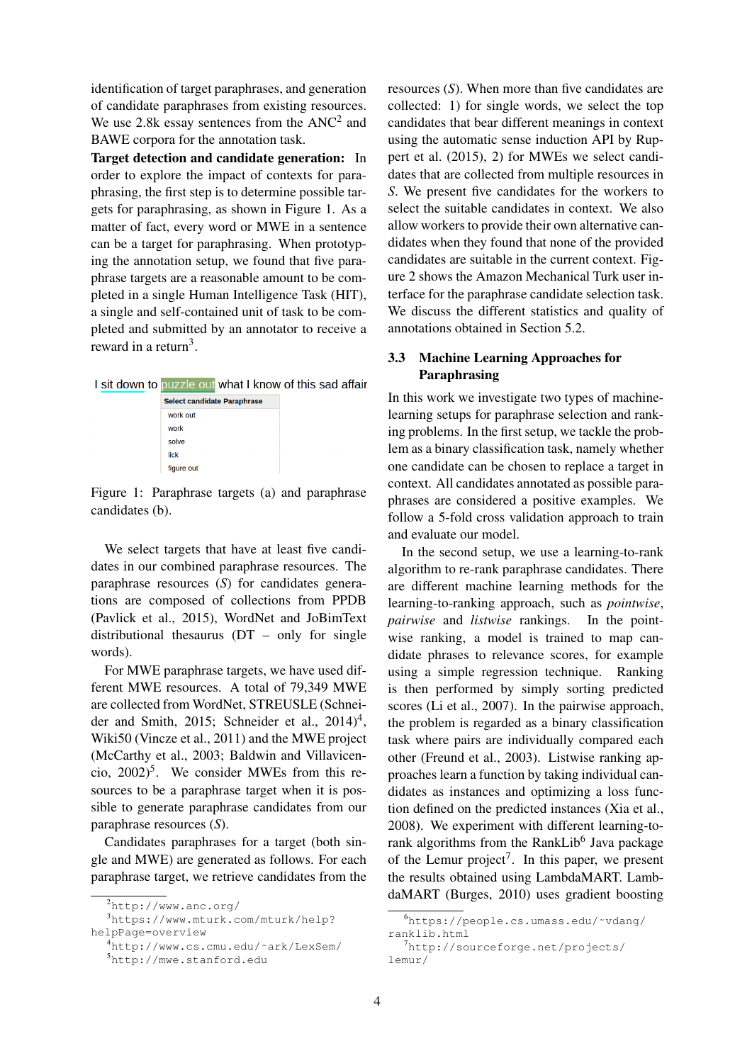identification of target paraphrases, and generation of candidate paraphrases from existing resources. We use 2.8k essay sentences from the ANC[2] and BAWE corpora for the annotation task.

**Target detection and candidate generation:** In order to explore the impact of contexts for paraphrasing, the first step is to determine possible targets for paraphrasing, as shown in Figure 1. As a matter of fact, every word or MWE in a sentence can be a target for paraphrasing. When prototyping the annotation setup, we found that five paraphrase targets are a reasonable amount to be completed in a single Human Intelligence Task (HIT), a single and self-contained unit of task to be completed and submitted by an annotator to receive a reward in a return[3].

I sit down to puzzle out what I know of this sad affair

| Select candidate Paraphrase |
| --- |
| work out |
| work |
| solve |
| lick |
| figure out |

Figure 1: Paraphrase targets (a) and paraphrase candidates (b).

We select targets that have at least five candidates in our combined paraphrase resources. The paraphrase resources (*S*) for candidates generations are composed of collections from PPDB (Pavlick et al., 2015), WordNet and JoBimText distributional thesaurus (DT – only for single words).

For MWE paraphrase targets, we have used different MWE resources. A total of 79,349 MWE are collected from WordNet, STREUSLE (Schneider and Smith, 2015; Schneider et al., 2014)[4], Wiki50 (Vincze et al., 2011) and the MWE project (McCarthy et al., 2003; Baldwin and Villavicencio, 2002)[5]. We consider MWEs from this resources to be a paraphrase target when it is possible to generate paraphrase candidates from our paraphrase resources (*S*).

Candidates paraphrases for a target (both single and MWE) are generated as follows. For each paraphrase target, we retrieve candidates from the resources (*S*). When more than five candidates are collected: 1) for single words, we select the top candidates that bear different meanings in context using the automatic sense induction API by Ruppert et al. (2015), 2) for MWEs we select candidates that are collected from multiple resources in *S*. We present five candidates for the workers to select the suitable candidates in context. We also allow workers to provide their own alternative candidates when they found that none of the provided candidates are suitable in the current context. Figure 2 shows the Amazon Mechanical Turk user interface for the paraphrase candidate selection task. We discuss the different statistics and quality of annotations obtained in Section 5.2.

### 3.3 Machine Learning Approaches for Paraphrasing

In this work we investigate two types of machine-learning setups for paraphrase selection and ranking problems. In the first setup, we tackle the problem as a binary classification task, namely whether one candidate can be chosen to replace a target in context. All candidates annotated as possible paraphrases are considered a positive examples. We follow a 5-fold cross validation approach to train and evaluate our model.

In the second setup, we use a learning-to-rank algorithm to re-rank paraphrase candidates. There are different machine learning methods for the learning-to-ranking approach, such as *pointwise*, *pairwise* and *listwise* rankings. In the pointwise ranking, a model is trained to map candidate phrases to relevance scores, for example using a simple regression technique. Ranking is then performed by simply sorting predicted scores (Li et al., 2007). In the pairwise approach, the problem is regarded as a binary classification task where pairs are individually compared each other (Freund et al., 2003). Listwise ranking approaches learn a function by taking individual candidates as instances and optimizing a loss function defined on the predicted instances (Xia et al., 2008). We experiment with different learning-to-rank algorithms from the RankLib[6] Java package of the Lemur project[7]. In this paper, we present the results obtained using LambdaMART. LambdaMART (Burges, 2010) uses gradient boosting

[2] http://www.anc.org/

[3] https://www.mturk.com/mturk/help?helpPage=overview

[4] http://www.cs.cmu.edu/~ark/LexSem/

[5] http://mwe.stanford.edu

[6] https://people.cs.umass.edu/~vdang/ranklib.html

[7] http://sourceforge.net/projects/lemur/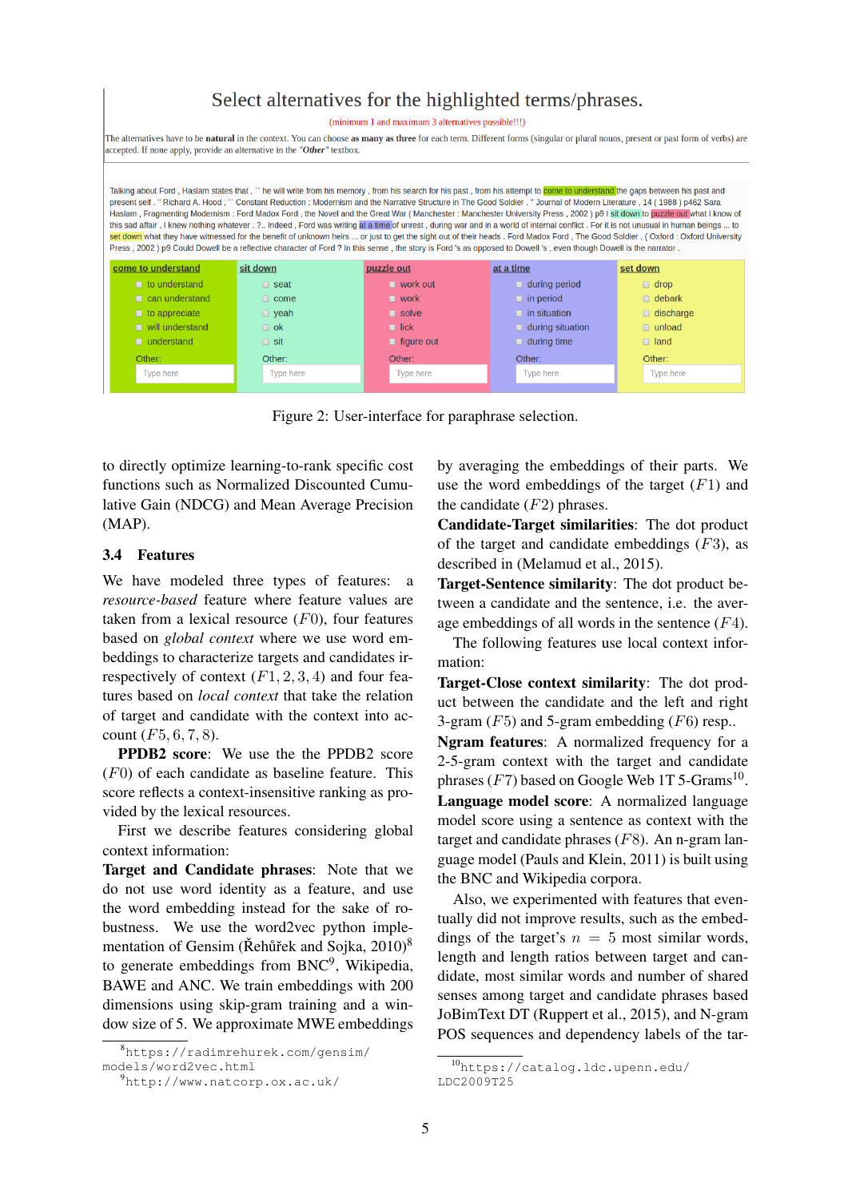Select alternatives for the highlighted terms/phrases.

(minimum 1 and maximum 3 alternatives possible!!!)

The alternatives have to be **natural** in the context. You can choose **as many as three** for each term. Different forms (singular or plural nouns, present or past form of verbs) are accepted. If none apply, provide an alternative in the ***"Other"*** textbox.

Talking about Ford , Haslam states that , `` he will write from his memory , from his search for his past , from his attempt to come to understand the gaps between his past and present self . '' Richard A. Hood , `` Constant Reduction : Modernism and the Narrative Structure in The Good Soldier . '' Journal of Modern Literature , 14 ( 1988 ) p462 Sara Haslam , Fragmenting Modernism : Ford Madox Ford , the Novel and the Great War ( Manchester : Manchester University Press , 2002 ) p9 I sit down to puzzle out what I know of this sad affair , I knew nothing whatever . ?.. Indeed , Ford was writing at a time of unrest , during war and in a world of internal conflict . For it is not unusual in human beings ... to set down what they have witnessed for the benefit of unknown heirs ... or just to get the sight out of their heads . Ford Madox Ford , The Good Soldier , ( Oxford : Oxford University Press , 2002 ) p9 Could Dowell be a reflective character of Ford ? In this sense , the story is Ford 's as opposed to Dowell 's , even though Dowell is the narrator .

| come to understand | sit down | puzzle out | at a time | set down |
|---|---|---|---|---|
| to understand | seat | work out | during period | drop |
| can understand | come | work | in period | debark |
| to appreciate | yeah | solve | in situation | discharge |
| will understand | ok | lick | during situation | unload |
| understand | sit | figure out | during time | land |
| Other: Type here | Other: Type here | Other: Type here | Other: Type here | Other: Type here |

Figure 2: User-interface for paraphrase selection.

to directly optimize learning-to-rank specific cost functions such as Normalized Discounted Cumulative Gain (NDCG) and Mean Average Precision (MAP).

### 3.4 Features

We have modeled three types of features: a *resource-based* feature where feature values are taken from a lexical resource ($F0$), four features based on *global context* where we use word embeddings to characterize targets and candidates irrespectively of context ($F1, 2, 3, 4$) and four features based on *local context* that take the relation of target and candidate with the context into account ($F5, 6, 7, 8$).

**PPDB2 score**: We use the the PPDB2 score ($F0$) of each candidate as baseline feature. This score reflects a context-insensitive ranking as provided by the lexical resources.

First we describe features considering global context information:

**Target and Candidate phrases**: Note that we do not use word identity as a feature, and use the word embedding instead for the sake of robustness. We use the word2vec python implementation of Gensim (Řehůřek and Sojka, 2010)[8] to generate embeddings from BNC[9], Wikipedia, BAWE and ANC. We train embeddings with 200 dimensions using skip-gram training and a window size of 5. We approximate MWE embeddings by averaging the embeddings of their parts. We use the word embeddings of the target ($F1$) and the candidate ($F2$) phrases.

**Candidate-Target similarities**: The dot product of the target and candidate embeddings ($F3$), as described in (Melamud et al., 2015).

**Target-Sentence similarity**: The dot product between a candidate and the sentence, i.e. the average embeddings of all words in the sentence ($F4$).

The following features use local context information:

**Target-Close context similarity**: The dot product between the candidate and the left and right 3-gram ($F5$) and 5-gram embedding ($F6$) resp..

**Ngram features**: A normalized frequency for a 2-5-gram context with the target and candidate phrases ($F7$) based on Google Web 1T 5-Grams[10].

**Language model score**: A normalized language model score using a sentence as context with the target and candidate phrases ($F8$). An n-gram language model (Pauls and Klein, 2011) is built using the BNC and Wikipedia corpora.

Also, we experimented with features that eventually did not improve results, such as the embeddings of the target's $n = 5$ most similar words, length and length ratios between target and candidate, most similar words and number of shared senses among target and candidate phrases based JoBimText DT (Ruppert et al., 2015), and N-gram POS sequences and dependency labels of the tar-

[8] https://radimrehurek.com/gensim/models/word2vec.html

[9] http://www.natcorp.ox.ac.uk/

[10] https://catalog.ldc.upenn.edu/LDC2009T25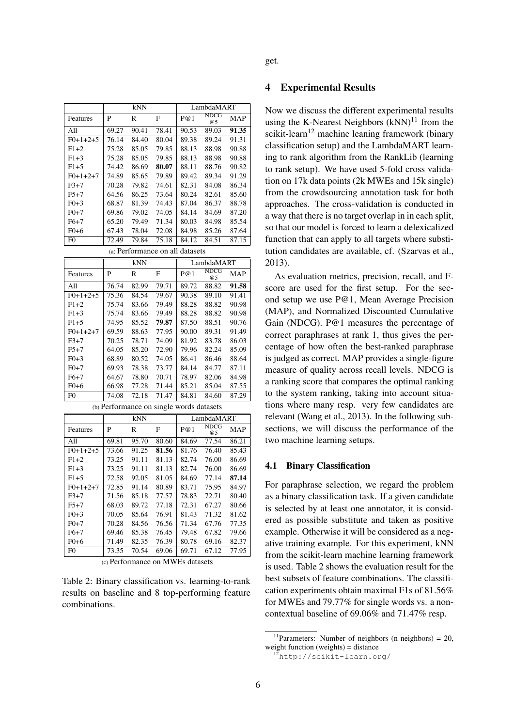get.

| | kNN | | | LambdaMART | | |
|---|---|---|---|---|---|---|
| Features | P | R | F | P@1 | NDCG@5 | MAP |
| All | 69.27 | 90.41 | 78.41 | 90.53 | 89.03 | **91.35** |
| F0+1+2+5 | 76.14 | 84.40 | 80.04 | 89.38 | 89.24 | 91.31 |
| F1+2 | 75.28 | 85.05 | 79.85 | 88.13 | 88.98 | 90.88 |
| F1+3 | 75.28 | 85.05 | 79.85 | 88.13 | 88.98 | 90.88 |
| F1+5 | 74.42 | 86.69 | **80.07** | 88.11 | 88.76 | 90.82 |
| F0+1+2+7 | 74.89 | 85.65 | 79.89 | 89.42 | 89.34 | 91.29 |
| F3+7 | 70.28 | 79.82 | 74.61 | 82.31 | 84.08 | 86.34 |
| F5+7 | 64.56 | 86.25 | 73.64 | 80.24 | 82.61 | 85.60 |
| F0+3 | 68.87 | 81.39 | 74.43 | 87.04 | 86.37 | 88.78 |
| F0+7 | 69.86 | 79.02 | 74.05 | 84.14 | 84.69 | 87.20 |
| F6+7 | 65.20 | 79.49 | 71.34 | 80.03 | 84.98 | 85.54 |
| F0+6 | 67.43 | 78.04 | 72.08 | 84.98 | 85.26 | 87.64 |
| F0 | 72.49 | 79.84 | 75.18 | 84.12 | 84.51 | 87.15 |

(a) Performance on all datasets

| | kNN | | | LambdaMART | | |
|---|---|---|---|---|---|---|
| Features | P | R | F | P@1 | NDCG@5 | MAP |
| All | 76.74 | 82.99 | 79.71 | 89.72 | 88.82 | **91.58** |
| F0+1+2+5 | 75.36 | 84.54 | 79.67 | 90.38 | 89.10 | 91.41 |
| F1+2 | 75.74 | 83.66 | 79.49 | 88.28 | 88.82 | 90.98 |
| F1+3 | 75.74 | 83.66 | 79.49 | 88.28 | 88.82 | 90.98 |
| F1+5 | 74.95 | 85.52 | **79.87** | 87.50 | 88.51 | 90.76 |
| F0+1+2+7 | 69.59 | 88.63 | 77.95 | 90.00 | 89.31 | 91.49 |
| F3+7 | 70.25 | 78.71 | 74.09 | 81.92 | 83.78 | 86.03 |
| F5+7 | 64.05 | 85.20 | 72.90 | 79.96 | 82.24 | 85.09 |
| F0+3 | 68.89 | 80.52 | 74.05 | 86.41 | 86.46 | 88.64 |
| F0+7 | 69.93 | 78.38 | 73.77 | 84.14 | 84.77 | 87.11 |
| F6+7 | 64.67 | 78.80 | 70.71 | 78.97 | 82.06 | 84.98 |
| F0+6 | 66.98 | 77.28 | 71.44 | 85.21 | 85.04 | 87.55 |
| F0 | 74.08 | 72.18 | 71.47 | 84.81 | 84.60 | 87.29 |

(b) Performance on single words datasets

| | kNN | | | LambdaMART | | |
|---|---|---|---|---|---|---|
| Features | P | R | F | P@1 | NDCG@5 | MAP |
| All | 69.81 | 95.70 | 80.60 | 84.69 | 77.54 | 86.21 |
| F0+1+2+5 | 73.66 | 91.25 | **81.56** | 81.76 | 76.40 | 85.43 |
| F1+2 | 73.25 | 91.11 | 81.13 | 82.74 | 76.00 | 86.69 |
| F1+3 | 73.25 | 91.11 | 81.13 | 82.74 | 76.00 | 86.69 |
| F1+5 | 72.58 | 92.05 | 81.05 | 84.69 | 77.14 | **87.14** |
| F0+1+2+7 | 72.85 | 91.14 | 80.89 | 83.71 | 75.95 | 84.97 |
| F3+7 | 71.56 | 85.18 | 77.57 | 78.83 | 72.71 | 80.40 |
| F5+7 | 68.03 | 89.72 | 77.18 | 72.31 | 67.27 | 80.66 |
| F0+3 | 70.05 | 85.64 | 76.91 | 81.43 | 71.32 | 81.62 |
| F0+7 | 70.28 | 84.56 | 76.56 | 71.34 | 67.76 | 77.35 |
| F6+7 | 69.46 | 85.38 | 76.45 | 79.48 | 67.82 | 79.66 |
| F0+6 | 71.49 | 82.35 | 76.39 | 80.78 | 69.16 | 82.37 |
| F0 | 73.35 | 70.54 | 69.06 | 69.71 | 67.12 | 77.95 |

(c) Performance on MWEs datasets

Table 2: Binary classification vs. learning-to-rank results on baseline and 8 top-performing feature combinations.

## 4 Experimental Results

Now we discuss the different experimental results using the K-Nearest Neighbors (kNN)[11] from the scikit-learn[12] machine leaning framework (binary classification setup) and the LambdaMART learning to rank algorithm from the RankLib (learning to rank setup). We have used 5-fold cross validation on 17k data points (2k MWEs and 15k single) from the crowdsourcing annotation task for both approaches. The cross-validation is conducted in a way that there is no target overlap in in each split, so that our model is forced to learn a delexicalized function that can apply to all targets where substitution candidates are available, cf. (Szarvas et al., 2013).

As evaluation metrics, precision, recall, and F-score are used for the first setup. For the second setup we use P@1, Mean Average Precision (MAP), and Normalized Discounted Cumulative Gain (NDCG). P@1 measures the percentage of correct paraphrases at rank 1, thus gives the percentage of how often the best-ranked paraphrase is judged as correct. MAP provides a single-figure measure of quality across recall levels. NDCG is a ranking score that compares the optimal ranking to the system ranking, taking into account situations where many resp. very few candidates are relevant (Wang et al., 2013). In the following subsections, we will discuss the performance of the two machine learning setups.

### 4.1 Binary Classification

For paraphrase selection, we regard the problem as a binary classification task. If a given candidate is selected by at least one annotator, it is considered as possible substitute and taken as positive example. Otherwise it will be considered as a negative training example. For this experiment, kNN from the scikit-learn machine learning framework is used. Table 2 shows the evaluation result for the best subsets of feature combinations. The classification experiments obtain maximal F1s of 81.56% for MWEs and 79.77% for single words vs. a non-contextual baseline of 69.06% and 71.47% resp.

[11]Parameters: Number of neighbors (n_neighbors) = 20, weight function (weights) = distance

[12]http://scikit-learn.org/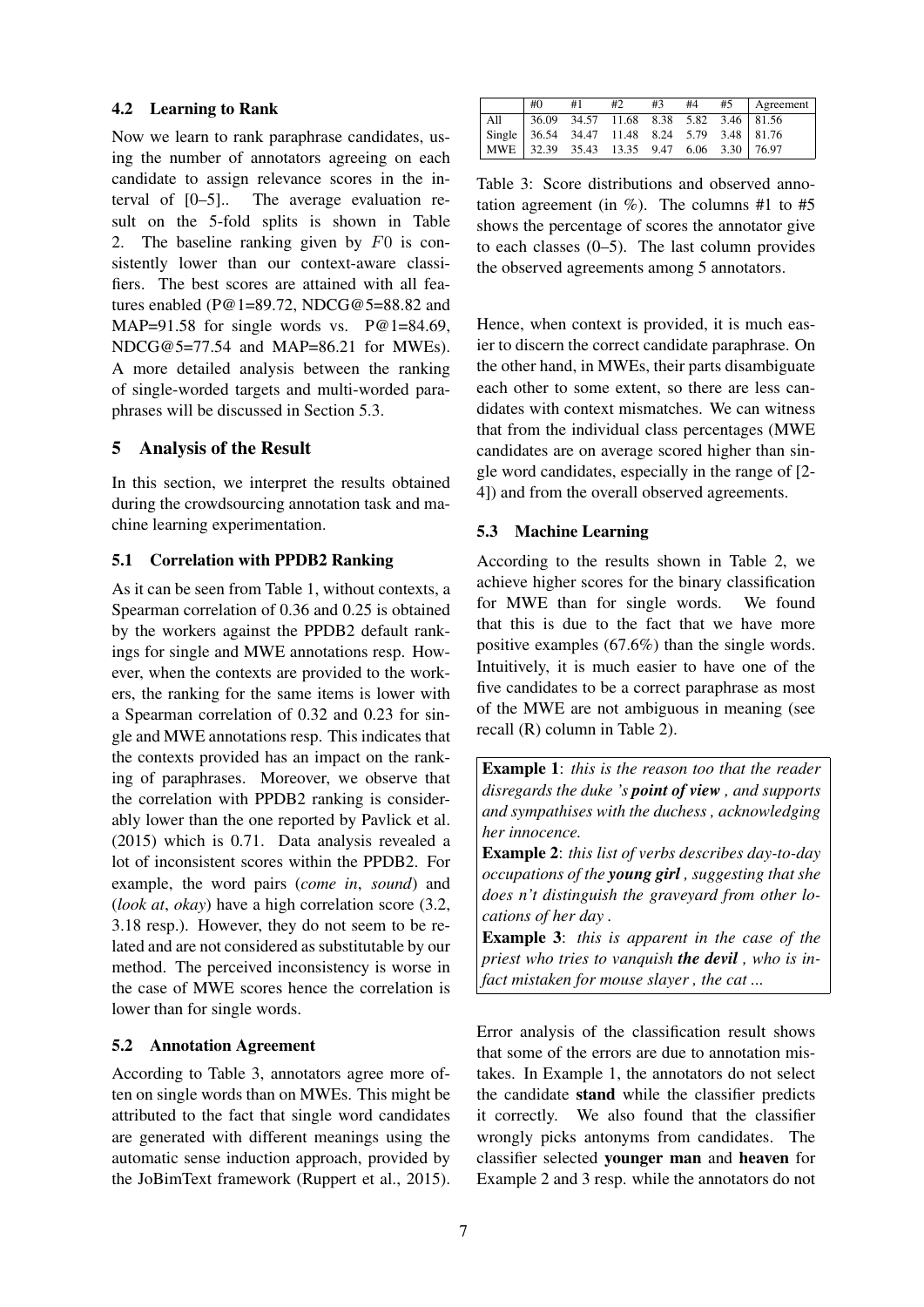### 4.2 Learning to Rank

Now we learn to rank paraphrase candidates, using the number of annotators agreeing on each candidate to assign relevance scores in the interval of [0–5].. The average evaluation result on the 5-fold splits is shown in Table 2. The baseline ranking given by $F0$ is consistently lower than our context-aware classifiers. The best scores are attained with all features enabled (P@1=89.72, NDCG@5=88.82 and MAP=91.58 for single words vs. P@1=84.69, NDCG@5=77.54 and MAP=86.21 for MWEs). A more detailed analysis between the ranking of single-worded targets and multi-worded paraphrases will be discussed in Section 5.3.

## 5 Analysis of the Result

In this section, we interpret the results obtained during the crowdsourcing annotation task and machine learning experimentation.

### 5.1 Correlation with PPDB2 Ranking

As it can be seen from Table 1, without contexts, a Spearman correlation of 0.36 and 0.25 is obtained by the workers against the PPDB2 default rankings for single and MWE annotations resp. However, when the contexts are provided to the workers, the ranking for the same items is lower with a Spearman correlation of 0.32 and 0.23 for single and MWE annotations resp. This indicates that the contexts provided has an impact on the ranking of paraphrases. Moreover, we observe that the correlation with PPDB2 ranking is considerably lower than the one reported by Pavlick et al. (2015) which is 0.71. Data analysis revealed a lot of inconsistent scores within the PPDB2. For example, the word pairs (*come in*, *sound*) and (*look at*, *okay*) have a high correlation score (3.2, 3.18 resp.). However, they do not seem to be related and are not considered as substitutable by our method. The perceived inconsistency is worse in the case of MWE scores hence the correlation is lower than for single words.

### 5.2 Annotation Agreement

According to Table 3, annotators agree more often on single words than on MWEs. This might be attributed to the fact that single word candidates are generated with different meanings using the automatic sense induction approach, provided by the JoBimText framework (Ruppert et al., 2015).

|  | #0 | #1 | #2 | #3 | #4 | #5 | Agreement |
|---|---|---|---|---|---|---|---|
| All | 36.09 | 34.57 | 11.68 | 8.38 | 5.82 | 3.46 | 81.56 |
| Single | 36.54 | 34.47 | 11.48 | 8.24 | 5.79 | 3.48 | 81.76 |
| MWE | 32.39 | 35.43 | 13.35 | 9.47 | 6.06 | 3.30 | 76.97 |

Table 3: Score distributions and observed annotation agreement (in %). The columns #1 to #5 shows the percentage of scores the annotator give to each classes (0–5). The last column provides the observed agreements among 5 annotators.

Hence, when context is provided, it is much easier to discern the correct candidate paraphrase. On the other hand, in MWEs, their parts disambiguate each other to some extent, so there are less candidates with context mismatches. We can witness that from the individual class percentages (MWE candidates are on average scored higher than single word candidates, especially in the range of [2-4]) and from the overall observed agreements.

### 5.3 Machine Learning

According to the results shown in Table 2, we achieve higher scores for the binary classification for MWE than for single words. We found that this is due to the fact that we have more positive examples (67.6%) than the single words. Intuitively, it is much easier to have one of the five candidates to be a correct paraphrase as most of the MWE are not ambiguous in meaning (see recall (R) column in Table 2).

**Example 1**: *this is the reason too that the reader disregards the duke 's* ***point of view*** *, and supports and sympathises with the duchess , acknowledging her innocence.*

**Example 2**: *this list of verbs describes day-to-day occupations of the* ***young girl*** *, suggesting that she does n't distinguish the graveyard from other locations of her day .*

**Example 3**: *this is apparent in the case of the priest who tries to vanquish* ***the devil*** *, who is in-fact mistaken for mouse slayer , the cat ...*

Error analysis of the classification result shows that some of the errors are due to annotation mistakes. In Example 1, the annotators do not select the candidate **stand** while the classifier predicts it correctly. We also found that the classifier wrongly picks antonyms from candidates. The classifier selected **younger man** and **heaven** for Example 2 and 3 resp. while the annotators do not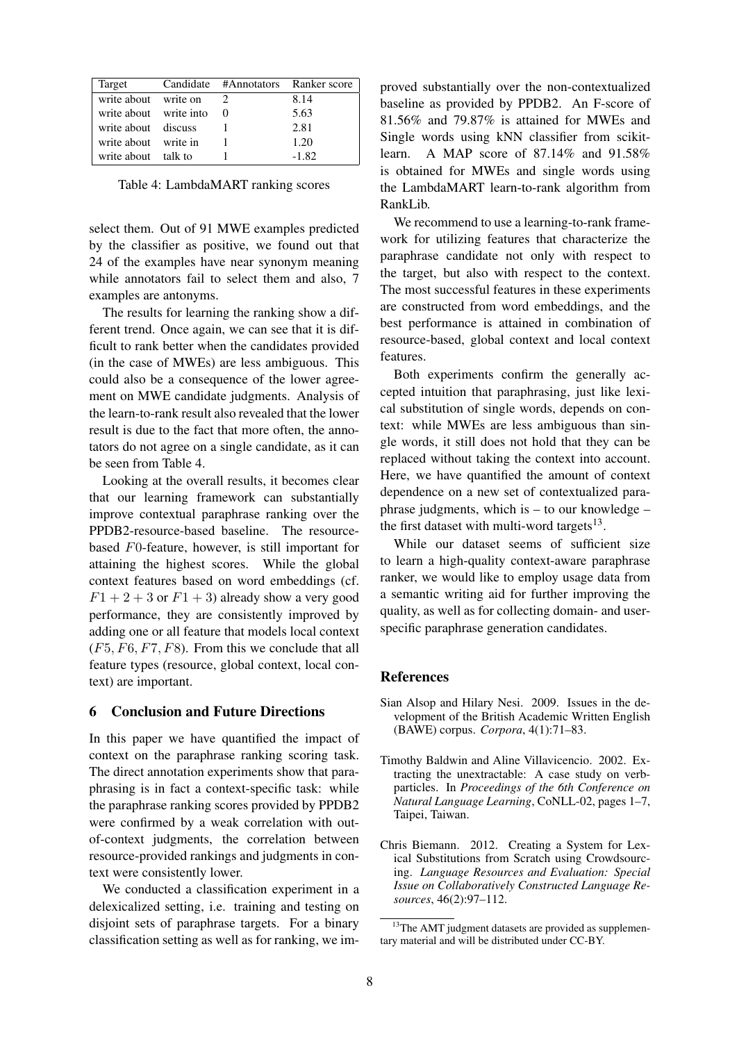| Target | Candidate | #Annotators | Ranker score |
|---|---|---|---|
| write about | write on | 2 | 8.14 |
| write about | write into | 0 | 5.63 |
| write about | discuss | 1 | 2.81 |
| write about | write in | 1 | 1.20 |
| write about | talk to | 1 | -1.82 |

Table 4: LambdaMART ranking scores

select them. Out of 91 MWE examples predicted by the classifier as positive, we found out that 24 of the examples have near synonym meaning while annotators fail to select them and also, 7 examples are antonyms.

The results for learning the ranking show a different trend. Once again, we can see that it is difficult to rank better when the candidates provided (in the case of MWEs) are less ambiguous. This could also be a consequence of the lower agreement on MWE candidate judgments. Analysis of the learn-to-rank result also revealed that the lower result is due to the fact that more often, the annotators do not agree on a single candidate, as it can be seen from Table 4.

Looking at the overall results, it becomes clear that our learning framework can substantially improve contextual paraphrase ranking over the PPDB2-resource-based baseline. The resource-based $F0$-feature, however, is still important for attaining the highest scores. While the global context features based on word embeddings (cf. $F1+2+3$ or $F1+3$) already show a very good performance, they are consistently improved by adding one or all feature that models local context ($F5, F6, F7, F8$). From this we conclude that all feature types (resource, global context, local context) are important.

## 6 Conclusion and Future Directions

In this paper we have quantified the impact of context on the paraphrase ranking scoring task. The direct annotation experiments show that paraphrasing is in fact a context-specific task: while the paraphrase ranking scores provided by PPDB2 were confirmed by a weak correlation with out-of-context judgments, the correlation between resource-provided rankings and judgments in context were consistently lower.

We conducted a classification experiment in a delexicalized setting, i.e. training and testing on disjoint sets of paraphrase targets. For a binary classification setting as well as for ranking, we improved substantially over the non-contextualized baseline as provided by PPDB2. An F-score of 81.56% and 79.87% is attained for MWEs and Single words using kNN classifier from scikit-learn. A MAP score of 87.14% and 91.58% is obtained for MWEs and single words using the LambdaMART learn-to-rank algorithm from RankLib.

We recommend to use a learning-to-rank framework for utilizing features that characterize the paraphrase candidate not only with respect to the target, but also with respect to the context. The most successful features in these experiments are constructed from word embeddings, and the best performance is attained in combination of resource-based, global context and local context features.

Both experiments confirm the generally accepted intuition that paraphrasing, just like lexical substitution of single words, depends on context: while MWEs are less ambiguous than single words, it still does not hold that they can be replaced without taking the context into account. Here, we have quantified the amount of context dependence on a new set of contextualized paraphrase judgments, which is – to our knowledge – the first dataset with multi-word targets[13].

While our dataset seems of sufficient size to learn a high-quality context-aware paraphrase ranker, we would like to employ usage data from a semantic writing aid for further improving the quality, as well as for collecting domain- and user-specific paraphrase generation candidates.

## References

Sian Alsop and Hilary Nesi. 2009. Issues in the development of the British Academic Written English (BAWE) corpus. *Corpora*, 4(1):71–83.

Timothy Baldwin and Aline Villavicencio. 2002. Extracting the unextractable: A case study on verb-particles. In *Proceedings of the 6th Conference on Natural Language Learning*, CoNLL-02, pages 1–7, Taipei, Taiwan.

Chris Biemann. 2012. Creating a System for Lexical Substitutions from Scratch using Crowdsourcing. *Language Resources and Evaluation: Special Issue on Collaboratively Constructed Language Resources*, 46(2):97–112.

[13] The AMT judgment datasets are provided as supplementary material and will be distributed under CC-BY.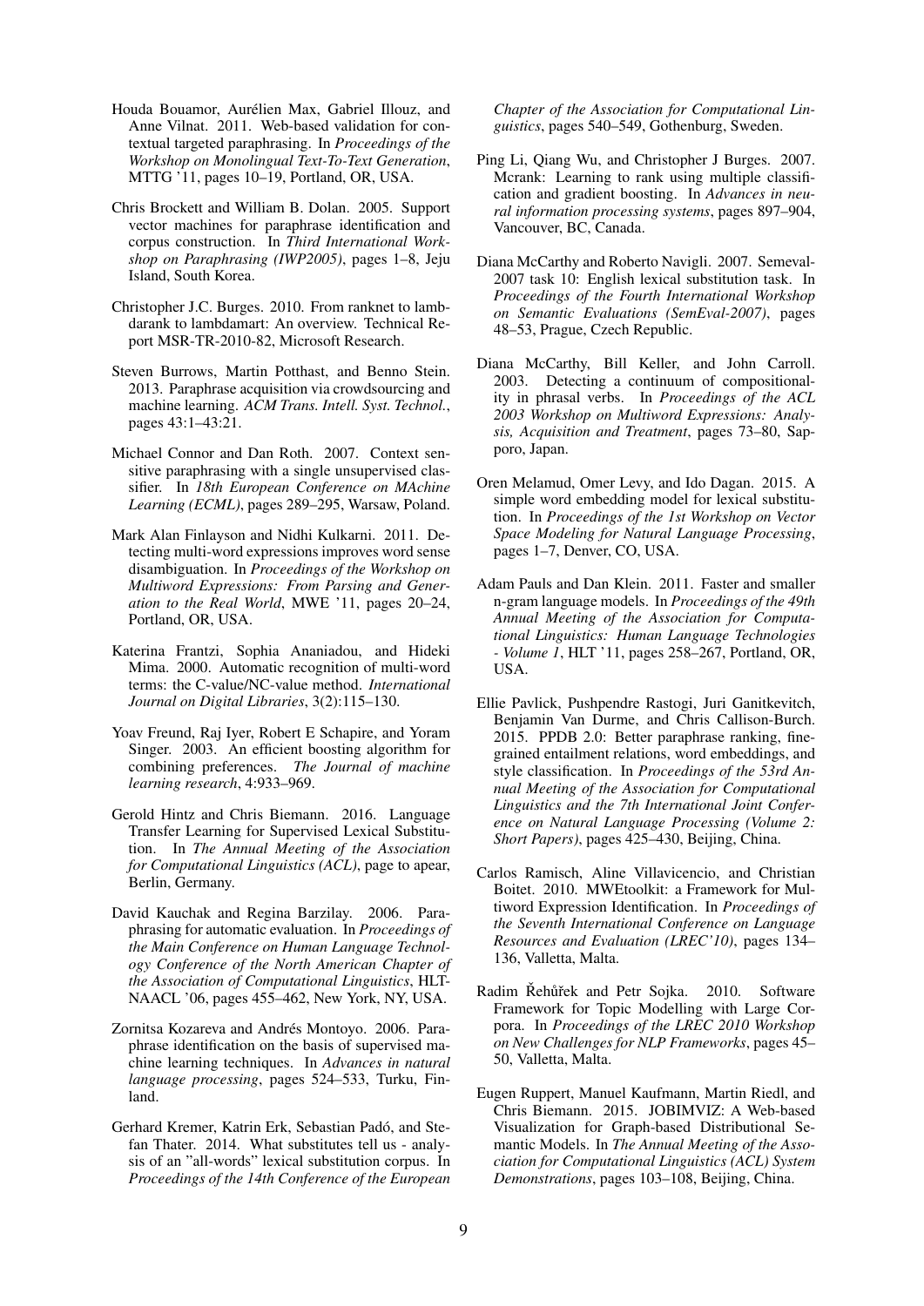Houda Bouamor, Aurélien Max, Gabriel Illouz, and Anne Vilnat. 2011. Web-based validation for contextual targeted paraphrasing. In *Proceedings of the Workshop on Monolingual Text-To-Text Generation*, MTTG '11, pages 10–19, Portland, OR, USA.

Chris Brockett and William B. Dolan. 2005. Support vector machines for paraphrase identification and corpus construction. In *Third International Workshop on Paraphrasing (IWP2005)*, pages 1–8, Jeju Island, South Korea.

Christopher J.C. Burges. 2010. From ranknet to lambdarank to lambdamart: An overview. Technical Report MSR-TR-2010-82, Microsoft Research.

Steven Burrows, Martin Potthast, and Benno Stein. 2013. Paraphrase acquisition via crowdsourcing and machine learning. *ACM Trans. Intell. Syst. Technol.*, pages 43:1–43:21.

Michael Connor and Dan Roth. 2007. Context sensitive paraphrasing with a single unsupervised classifier. In *18th European Conference on MAchine Learning (ECML)*, pages 289–295, Warsaw, Poland.

Mark Alan Finlayson and Nidhi Kulkarni. 2011. Detecting multi-word expressions improves word sense disambiguation. In *Proceedings of the Workshop on Multiword Expressions: From Parsing and Generation to the Real World*, MWE '11, pages 20–24, Portland, OR, USA.

Katerina Frantzi, Sophia Ananiadou, and Hideki Mima. 2000. Automatic recognition of multi-word terms: the C-value/NC-value method. *International Journal on Digital Libraries*, 3(2):115–130.

Yoav Freund, Raj Iyer, Robert E Schapire, and Yoram Singer. 2003. An efficient boosting algorithm for combining preferences. *The Journal of machine learning research*, 4:933–969.

Gerold Hintz and Chris Biemann. 2016. Language Transfer Learning for Supervised Lexical Substitution. In *The Annual Meeting of the Association for Computational Linguistics (ACL)*, page to apear, Berlin, Germany.

David Kauchak and Regina Barzilay. 2006. Paraphrasing for automatic evaluation. In *Proceedings of the Main Conference on Human Language Technology Conference of the North American Chapter of the Association of Computational Linguistics*, HLT-NAACL '06, pages 455–462, New York, NY, USA.

Zornitsa Kozareva and Andrés Montoyo. 2006. Paraphrase identification on the basis of supervised machine learning techniques. In *Advances in natural language processing*, pages 524–533, Turku, Finland.

Gerhard Kremer, Katrin Erk, Sebastian Padó, and Stefan Thater. 2014. What substitutes tell us - analysis of an "all-words" lexical substitution corpus. In *Proceedings of the 14th Conference of the European Chapter of the Association for Computational Linguistics*, pages 540–549, Gothenburg, Sweden.

Ping Li, Qiang Wu, and Christopher J Burges. 2007. Mcrank: Learning to rank using multiple classification and gradient boosting. In *Advances in neural information processing systems*, pages 897–904, Vancouver, BC, Canada.

Diana McCarthy and Roberto Navigli. 2007. Semeval-2007 task 10: English lexical substitution task. In *Proceedings of the Fourth International Workshop on Semantic Evaluations (SemEval-2007)*, pages 48–53, Prague, Czech Republic.

Diana McCarthy, Bill Keller, and John Carroll. 2003. Detecting a continuum of compositionality in phrasal verbs. In *Proceedings of the ACL 2003 Workshop on Multiword Expressions: Analysis, Acquisition and Treatment*, pages 73–80, Sapporo, Japan.

Oren Melamud, Omer Levy, and Ido Dagan. 2015. A simple word embedding model for lexical substitution. In *Proceedings of the 1st Workshop on Vector Space Modeling for Natural Language Processing*, pages 1–7, Denver, CO, USA.

Adam Pauls and Dan Klein. 2011. Faster and smaller n-gram language models. In *Proceedings of the 49th Annual Meeting of the Association for Computational Linguistics: Human Language Technologies - Volume 1*, HLT '11, pages 258–267, Portland, OR, USA.

Ellie Pavlick, Pushpendre Rastogi, Juri Ganitkevitch, Benjamin Van Durme, and Chris Callison-Burch. 2015. PPDB 2.0: Better paraphrase ranking, fine-grained entailment relations, word embeddings, and style classification. In *Proceedings of the 53rd Annual Meeting of the Association for Computational Linguistics and the 7th International Joint Conference on Natural Language Processing (Volume 2: Short Papers)*, pages 425–430, Beijing, China.

Carlos Ramisch, Aline Villavicencio, and Christian Boitet. 2010. MWEtoolkit: a Framework for Multiword Expression Identification. In *Proceedings of the Seventh International Conference on Language Resources and Evaluation (LREC'10)*, pages 134–136, Valletta, Malta.

Radim Řehůřek and Petr Sojka. 2010. Software Framework for Topic Modelling with Large Corpora. In *Proceedings of the LREC 2010 Workshop on New Challenges for NLP Frameworks*, pages 45–50, Valletta, Malta.

Eugen Ruppert, Manuel Kaufmann, Martin Riedl, and Chris Biemann. 2015. JOBIMVIZ: A Web-based Visualization for Graph-based Distributional Semantic Models. In *The Annual Meeting of the Association for Computational Linguistics (ACL) System Demonstrations*, pages 103–108, Beijing, China.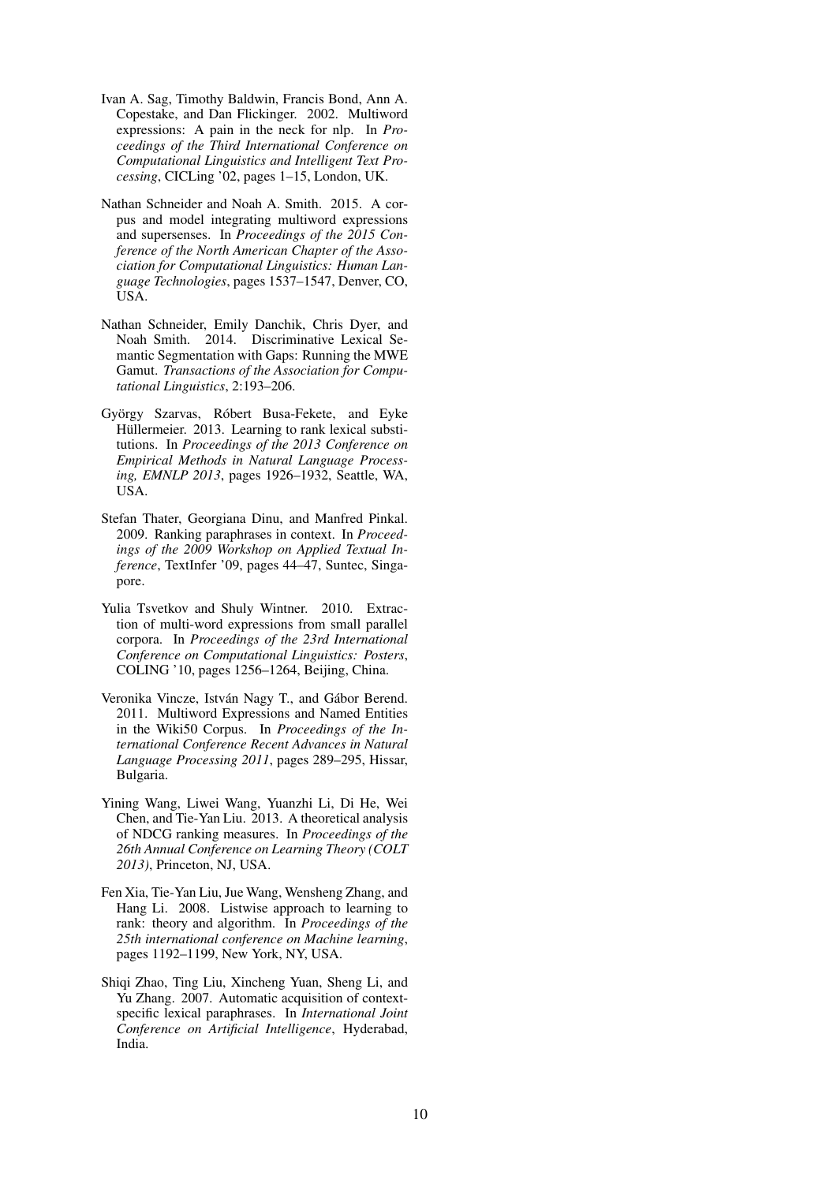Ivan A. Sag, Timothy Baldwin, Francis Bond, Ann A. Copestake, and Dan Flickinger. 2002. Multiword expressions: A pain in the neck for nlp. In *Proceedings of the Third International Conference on Computational Linguistics and Intelligent Text Processing*, CICLing '02, pages 1–15, London, UK.

Nathan Schneider and Noah A. Smith. 2015. A corpus and model integrating multiword expressions and supersenses. In *Proceedings of the 2015 Conference of the North American Chapter of the Association for Computational Linguistics: Human Language Technologies*, pages 1537–1547, Denver, CO, USA.

Nathan Schneider, Emily Danchik, Chris Dyer, and Noah Smith. 2014. Discriminative Lexical Semantic Segmentation with Gaps: Running the MWE Gamut. *Transactions of the Association for Computational Linguistics*, 2:193–206.

György Szarvas, Róbert Busa-Fekete, and Eyke Hüllermeier. 2013. Learning to rank lexical substitutions. In *Proceedings of the 2013 Conference on Empirical Methods in Natural Language Processing, EMNLP 2013*, pages 1926–1932, Seattle, WA, USA.

Stefan Thater, Georgiana Dinu, and Manfred Pinkal. 2009. Ranking paraphrases in context. In *Proceedings of the 2009 Workshop on Applied Textual Inference*, TextInfer '09, pages 44–47, Suntec, Singapore.

Yulia Tsvetkov and Shuly Wintner. 2010. Extraction of multi-word expressions from small parallel corpora. In *Proceedings of the 23rd International Conference on Computational Linguistics: Posters*, COLING '10, pages 1256–1264, Beijing, China.

Veronika Vincze, István Nagy T., and Gábor Berend. 2011. Multiword Expressions and Named Entities in the Wiki50 Corpus. In *Proceedings of the International Conference Recent Advances in Natural Language Processing 2011*, pages 289–295, Hissar, Bulgaria.

Yining Wang, Liwei Wang, Yuanzhi Li, Di He, Wei Chen, and Tie-Yan Liu. 2013. A theoretical analysis of NDCG ranking measures. In *Proceedings of the 26th Annual Conference on Learning Theory (COLT 2013)*, Princeton, NJ, USA.

Fen Xia, Tie-Yan Liu, Jue Wang, Wensheng Zhang, and Hang Li. 2008. Listwise approach to learning to rank: theory and algorithm. In *Proceedings of the 25th international conference on Machine learning*, pages 1192–1199, New York, NY, USA.

Shiqi Zhao, Ting Liu, Xincheng Yuan, Sheng Li, and Yu Zhang. 2007. Automatic acquisition of context-specific lexical paraphrases. In *International Joint Conference on Artificial Intelligence*, Hyderabad, India.